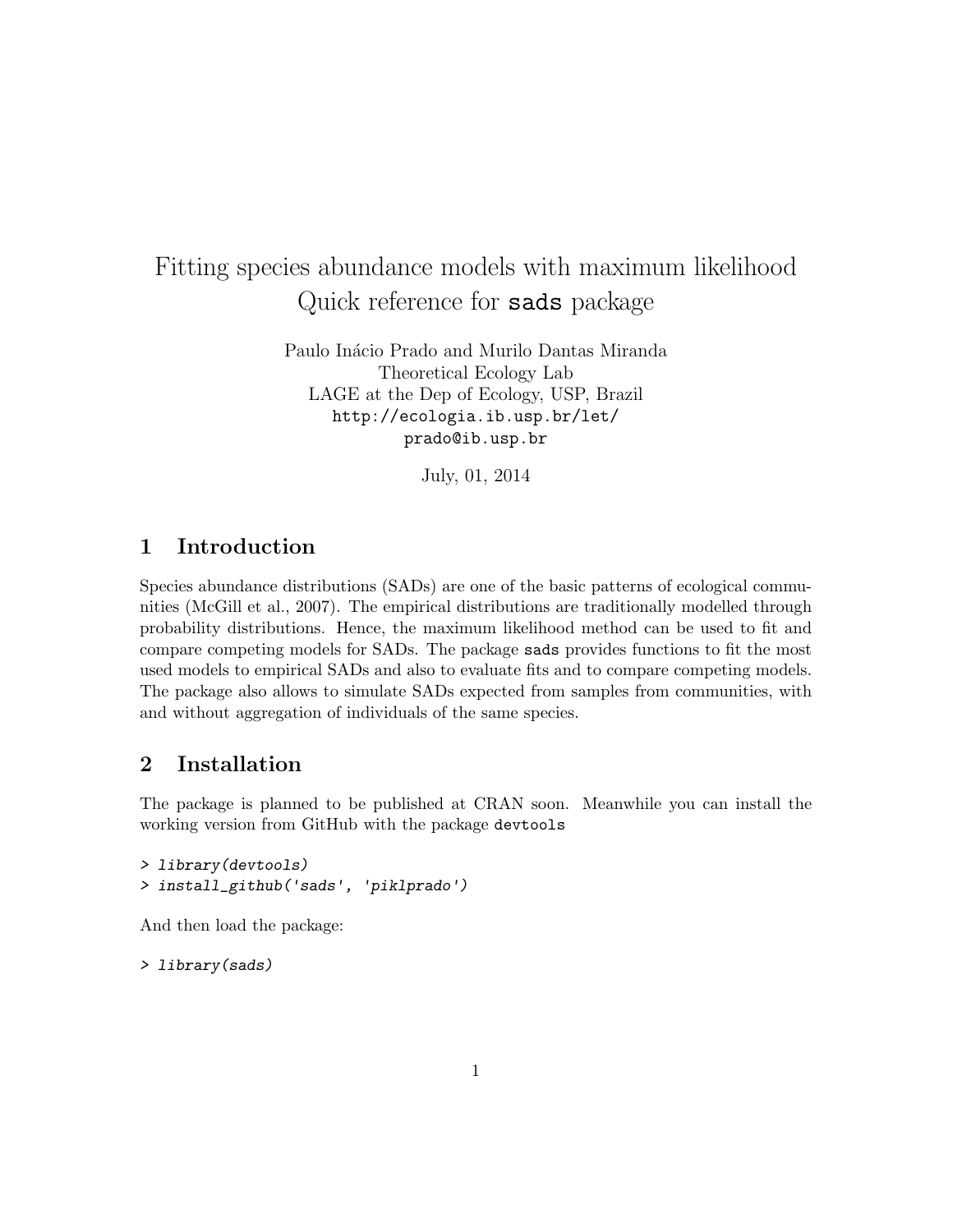# Fitting species abundance models with maximum likelihood
# Quick reference for sads package

Paulo Inácio Prado and Murilo Dantas Miranda
Theoretical Ecology Lab
LAGE at the Dep of Ecology, USP, Brazil
http://ecologia.ib.usp.br/let/
prado@ib.usp.br

July, 01, 2014

## 1 Introduction

Species abundance distributions (SADs) are one of the basic patterns of ecological communities (McGill et al., 2007). The empirical distributions are traditionally modelled through probability distributions. Hence, the maximum likelihood method can be used to fit and compare competing models for SADs. The package sads provides functions to fit the most used models to empirical SADs and also to evaluate fits and to compare competing models. The package also allows to simulate SADs expected from samples from communities, with and without aggregation of individuals of the same species.

## 2 Installation

The package is planned to be published at CRAN soon. Meanwhile you can install the working version from GitHub with the package devtools

```
> library(devtools)
> install_github('sads', 'piklprado')
```

And then load the package:

```
> library(sads)
```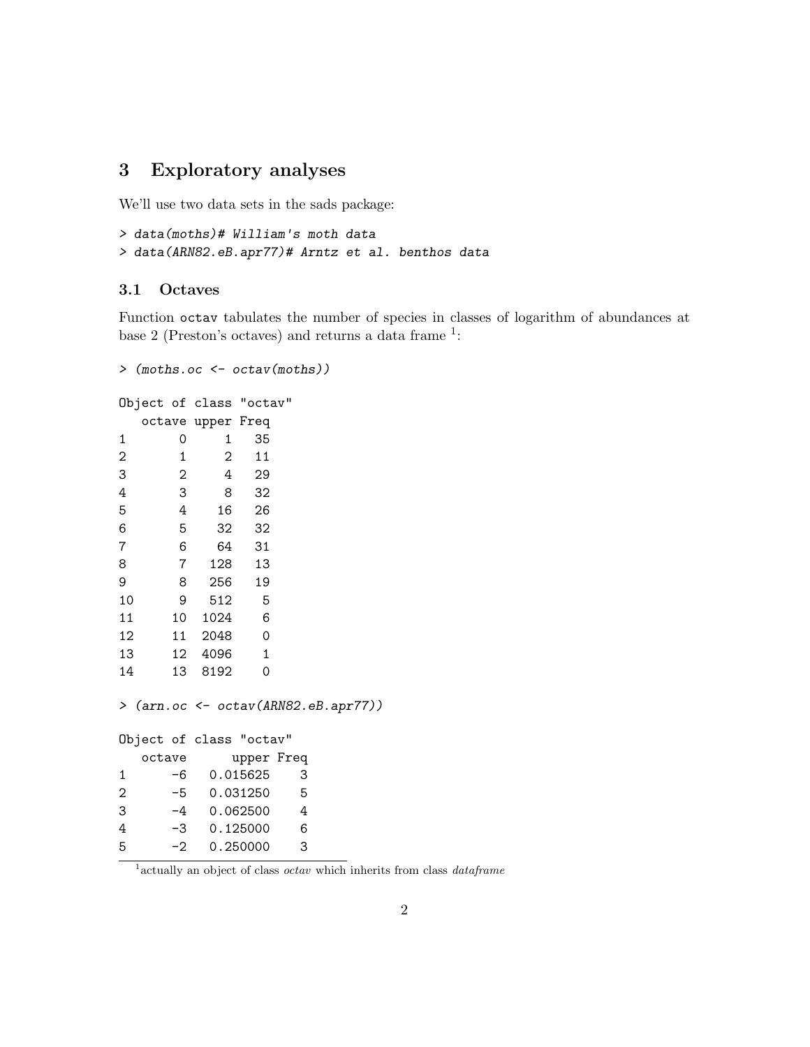## 3 Exploratory analyses

We'll use two data sets in the sads package:

```
> data(moths)# William's moth data
> data(ARN82.eB.apr77)# Arntz et al. benthos data
```

### 3.1 Octaves

Function `octav` tabulates the number of species in classes of logarithm of abundances at base 2 (Preston's octaves) and returns a data frame [1]:

```
> (moths.oc <- octav(moths))

Object of class "octav"
   octave upper Freq
1       0     1   35
2       1     2   11
3       2     4   29
4       3     8   32
5       4    16   26
6       5    32   32
7       6    64   31
8       7   128   13
9       8   256   19
10      9   512    5
11     10  1024    6
12     11  2048    0
13     12  4096    1
14     13  8192    0
```

```
> (arn.oc <- octav(ARN82.eB.apr77))

Object of class "octav"
   octave      upper Freq
1      -6   0.015625    3
2      -5   0.031250    5
3      -4   0.062500    4
4      -3   0.125000    6
5      -2   0.250000    3
```

[1] actually an object of class *octav* which inherits from class *dataframe*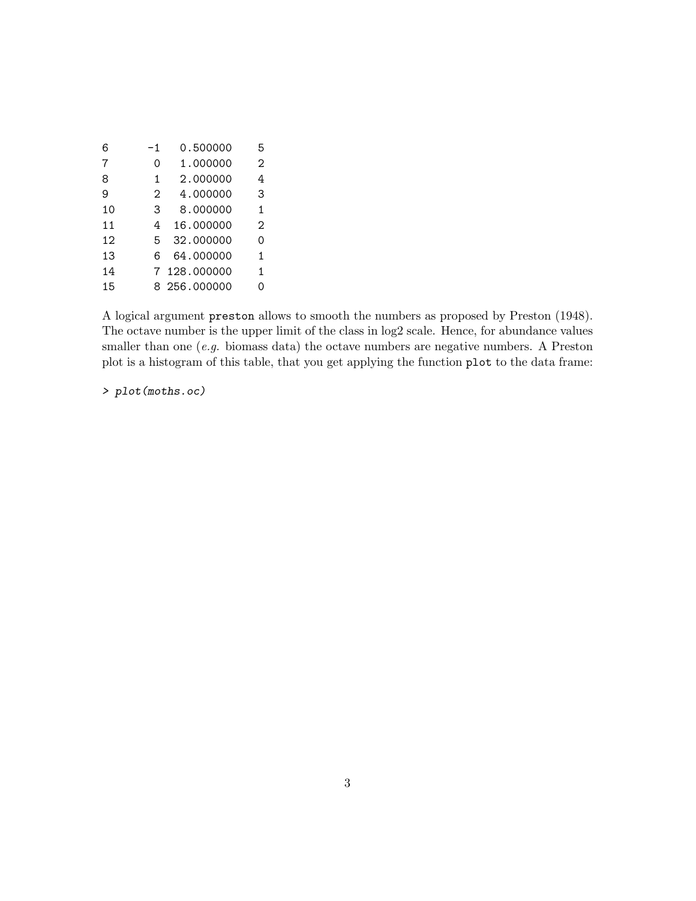```
6       -1   0.500000     5
7        0   1.000000     2
8        1   2.000000     4
9        2   4.000000     3
10       3   8.000000     1
11       4  16.000000     2
12       5  32.000000     0
13       6  64.000000     1
14       7 128.000000     1
15       8 256.000000     0
```

A logical argument `preston` allows to smooth the numbers as proposed by Preston (1948). The octave number is the upper limit of the class in log2 scale. Hence, for abundance values smaller than one (*e.g.* biomass data) the octave numbers are negative numbers. A Preston plot is a histogram of this table, that you get applying the function `plot` to the data frame:

```
> plot(moths.oc)
```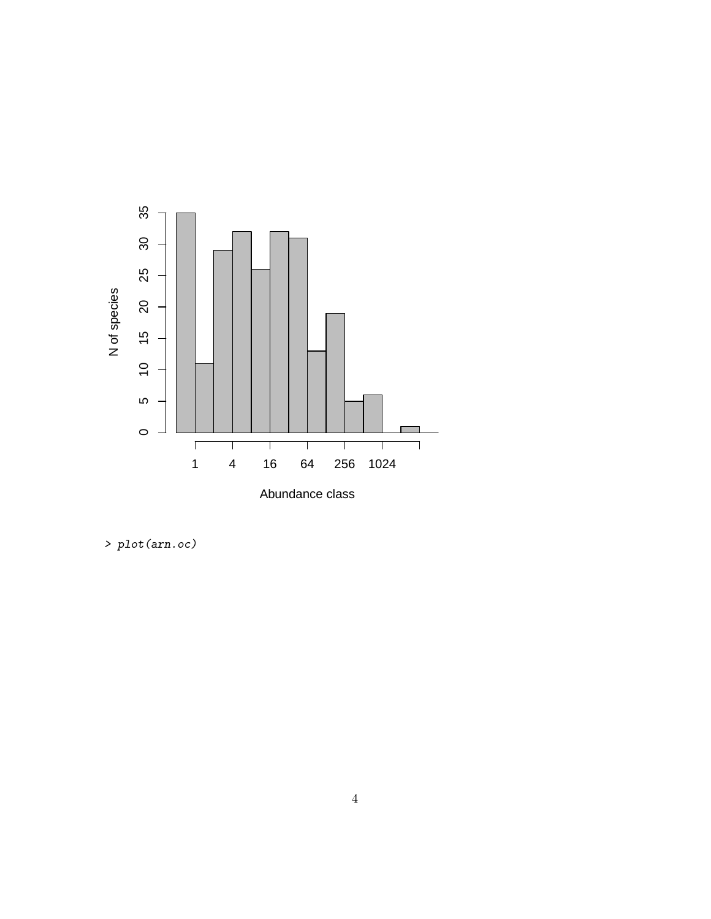```
> plot(arn.oc)
```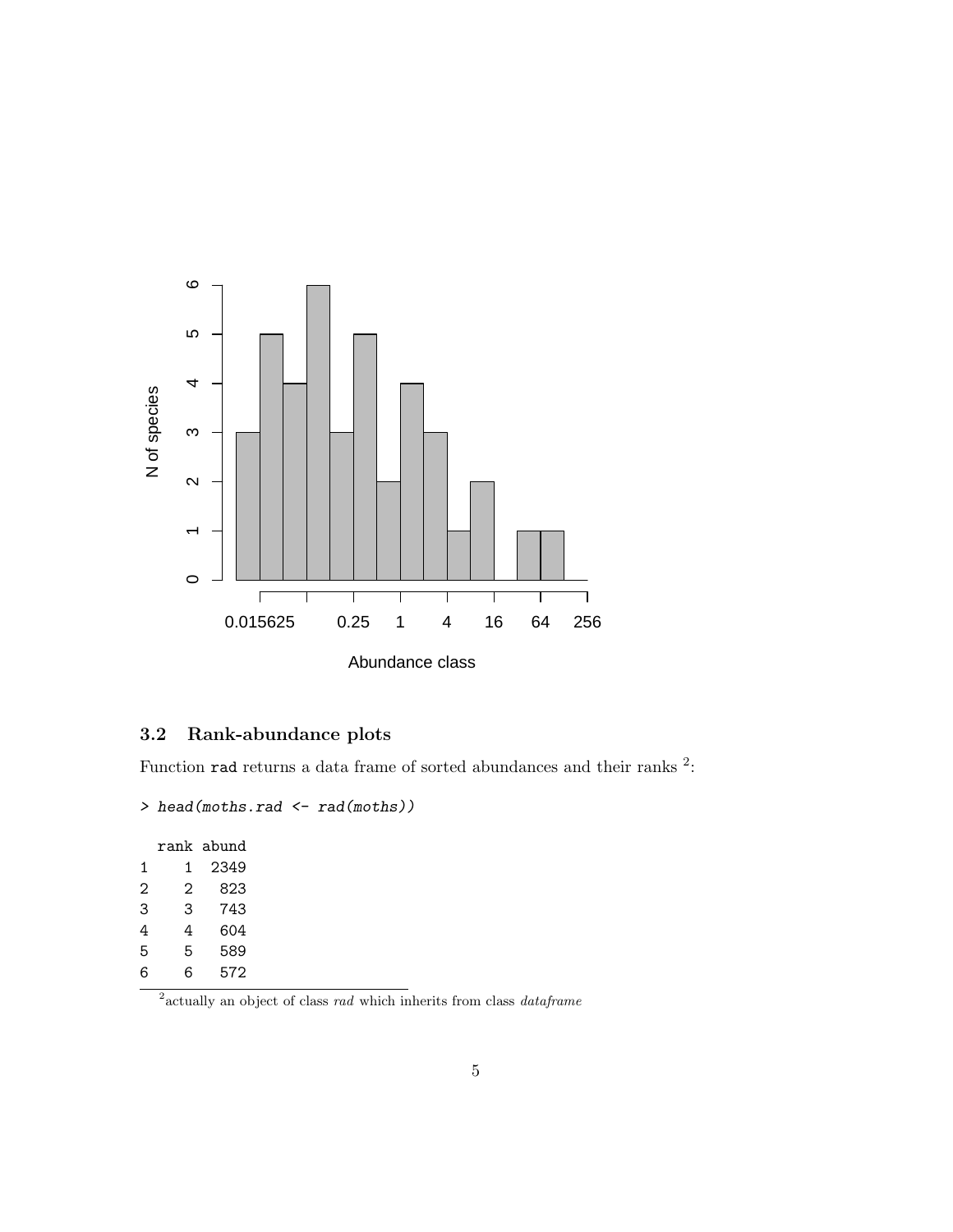### 3.2 Rank-abundance plots

Function `rad` returns a data frame of sorted abundances and their ranks [2]:

```
> head(moths.rad <- rad(moths))

  rank abund
1    1  2349
2    2   823
3    3   743
4    4   604
5    5   589
6    6   572
```

[2] actually an object of class *rad* which inherits from class *dataframe*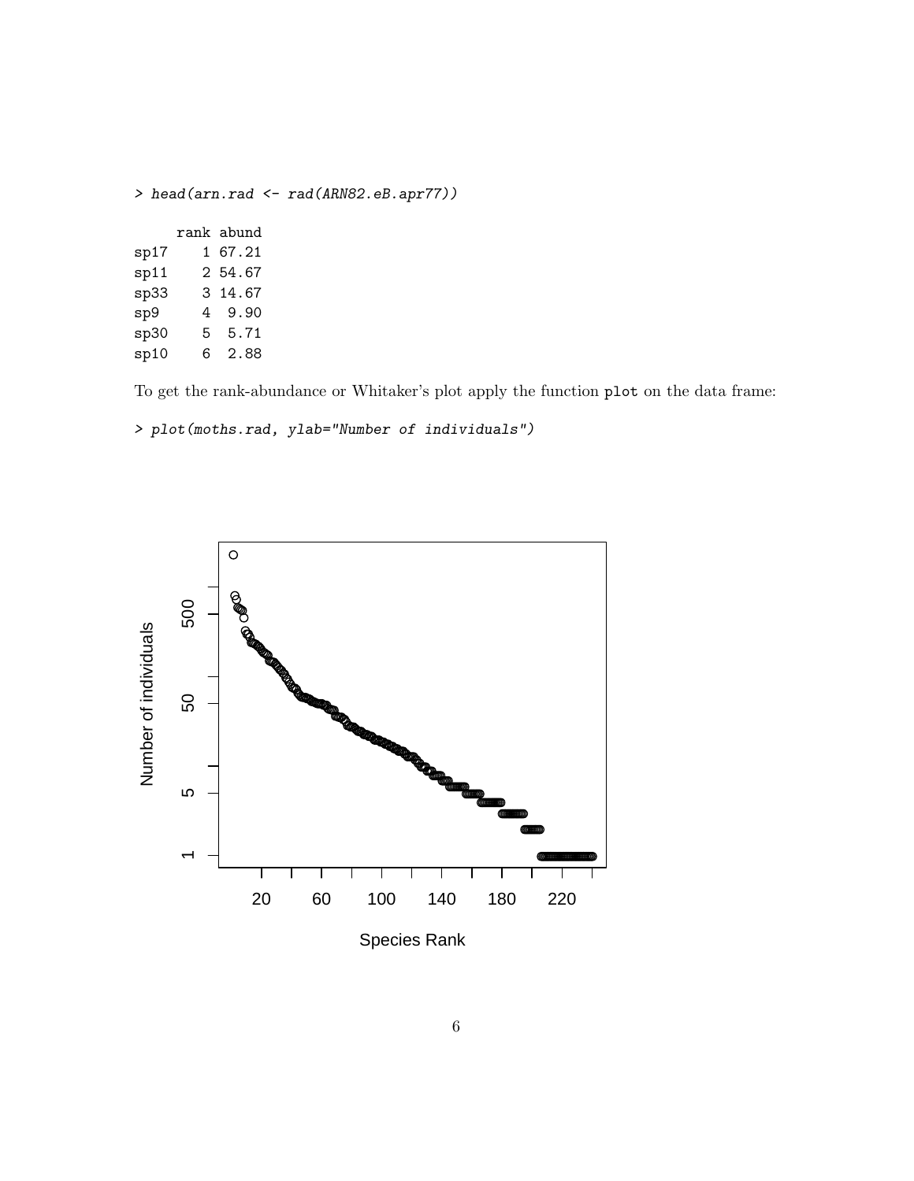```
> head(arn.rad <- rad(ARN82.eB.apr77))

     rank abund
sp17    1 67.21
sp11    2 54.67
sp33    3 14.67
sp9     4  9.90
sp30    5  5.71
sp10    6  2.88
```

To get the rank-abundance or Whitaker's plot apply the function `plot` on the data frame:

```
> plot(moths.rad, ylab="Number of individuals")
```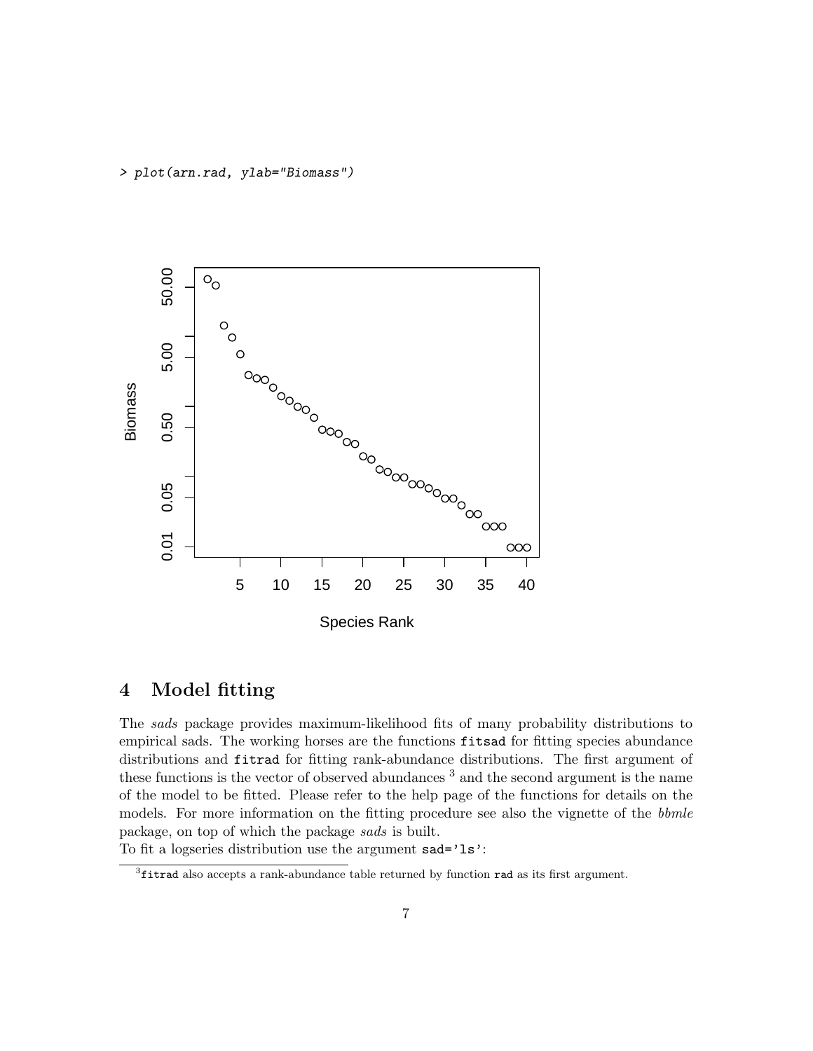```
> plot(arn.rad, ylab="Biomass")
```

## 4 Model fitting

The *sads* package provides maximum-likelihood fits of many probability distributions to empirical sads. The working horses are the functions `fitsad` for fitting species abundance distributions and `fitrad` for fitting rank-abundance distributions. The first argument of these functions is the vector of observed abundances [3] and the second argument is the name of the model to be fitted. Please refer to the help page of the functions for details on the models. For more information on the fitting procedure see also the vignette of the *bbmle* package, on top of which the package *sads* is built.

To fit a logseries distribution use the argument `sad='ls'`:

[3] `fitrad` also accepts a rank-abundance table returned by function `rad` as its first argument.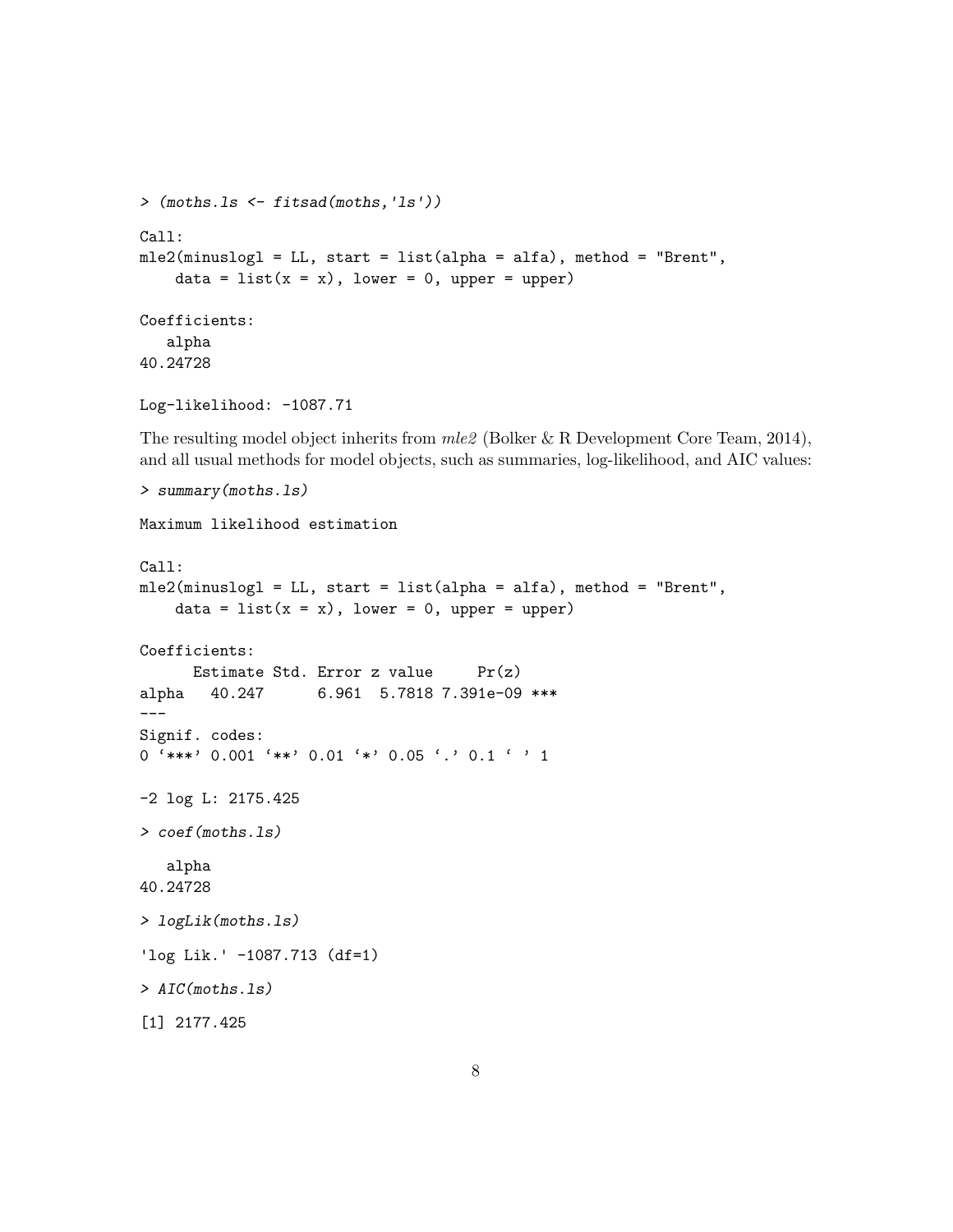```
> (moths.ls <- fitsad(moths,'ls'))

Call:
mle2(minuslogl = LL, start = list(alpha = alfa), method = "Brent",
    data = list(x = x), lower = 0, upper = upper)

Coefficients:
   alpha
40.24728

Log-likelihood: -1087.71
```

The resulting model object inherits from *mle2* (Bolker & R Development Core Team, 2014), and all usual methods for model objects, such as summaries, log-likelihood, and AIC values:

```
> summary(moths.ls)

Maximum likelihood estimation

Call:
mle2(minuslogl = LL, start = list(alpha = alfa), method = "Brent",
    data = list(x = x), lower = 0, upper = upper)

Coefficients:
      Estimate Std. Error z value     Pr(z)
alpha   40.247      6.961  5.7818 7.391e-09 ***
---
Signif. codes:
0 '***' 0.001 '**' 0.01 '*' 0.05 '.' 0.1 ' ' 1

-2 log L: 2175.425

> coef(moths.ls)

   alpha
40.24728

> logLik(moths.ls)

'log Lik.' -1087.713 (df=1)

> AIC(moths.ls)

[1] 2177.425
```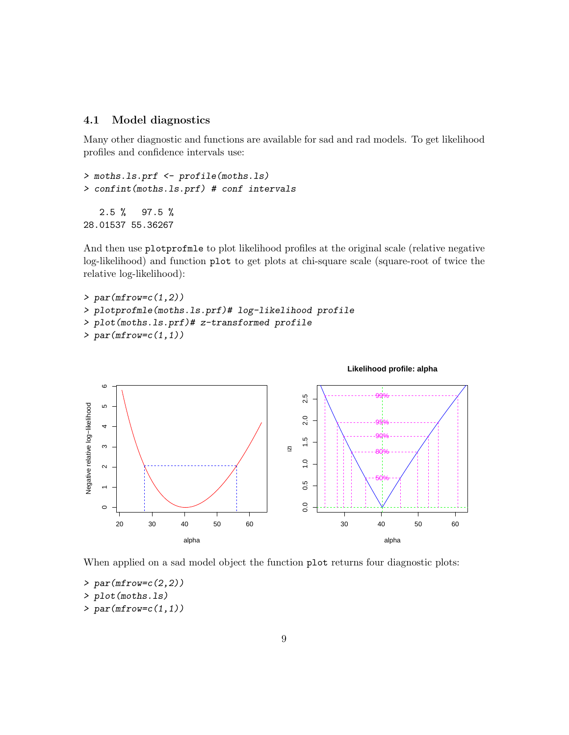### 4.1 Model diagnostics

Many other diagnostic and functions are available for sad and rad models. To get likelihood profiles and confidence intervals use:

```
> moths.ls.prf <- profile(moths.ls)
> confint(moths.ls.prf) # conf intervals

   2.5 %   97.5 %
28.01537 55.36267
```

And then use `plotprofmle` to plot likelihood profiles at the original scale (relative negative log-likelihood) and function `plot` to get plots at chi-square scale (square-root of twice the relative log-likelihood):

```
> par(mfrow=c(1,2))
> plotprofmle(moths.ls.prf)# log-likelihood profile
> plot(moths.ls.prf)# z-transformed profile
> par(mfrow=c(1,1))
```

When applied on a sad model object the function `plot` returns four diagnostic plots:

```
> par(mfrow=c(2,2))
> plot(moths.ls)
> par(mfrow=c(1,1))
```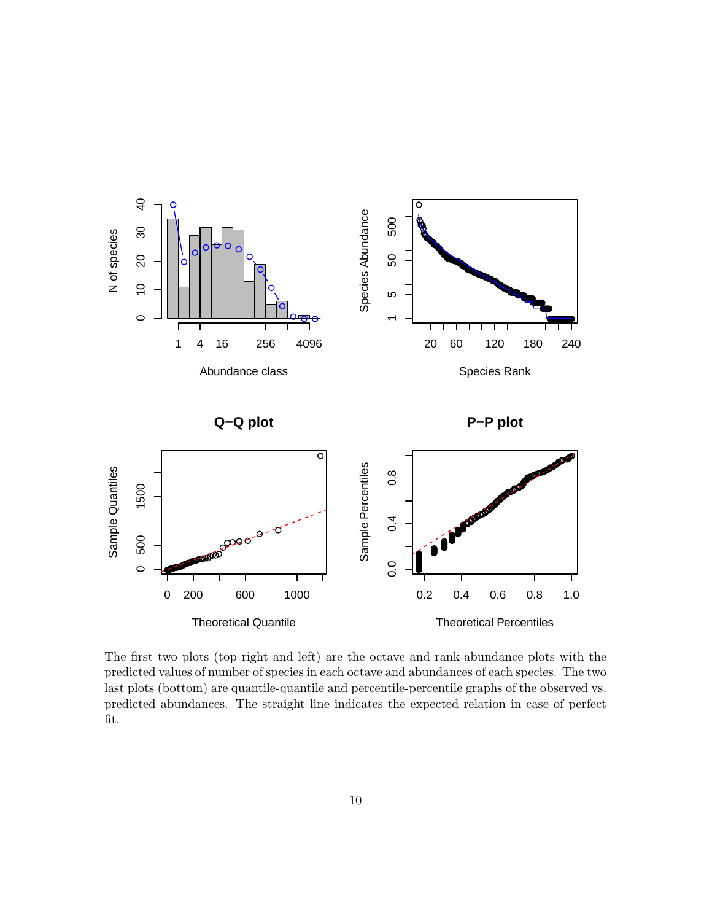The first two plots (top right and left) are the octave and rank-abundance plots with the predicted values of number of species in each octave and abundances of each species. The two last plots (bottom) are quantile-quantile and percentile-percentile graphs of the observed vs. predicted abundances. The straight line indicates the expected relation in case of perfect fit.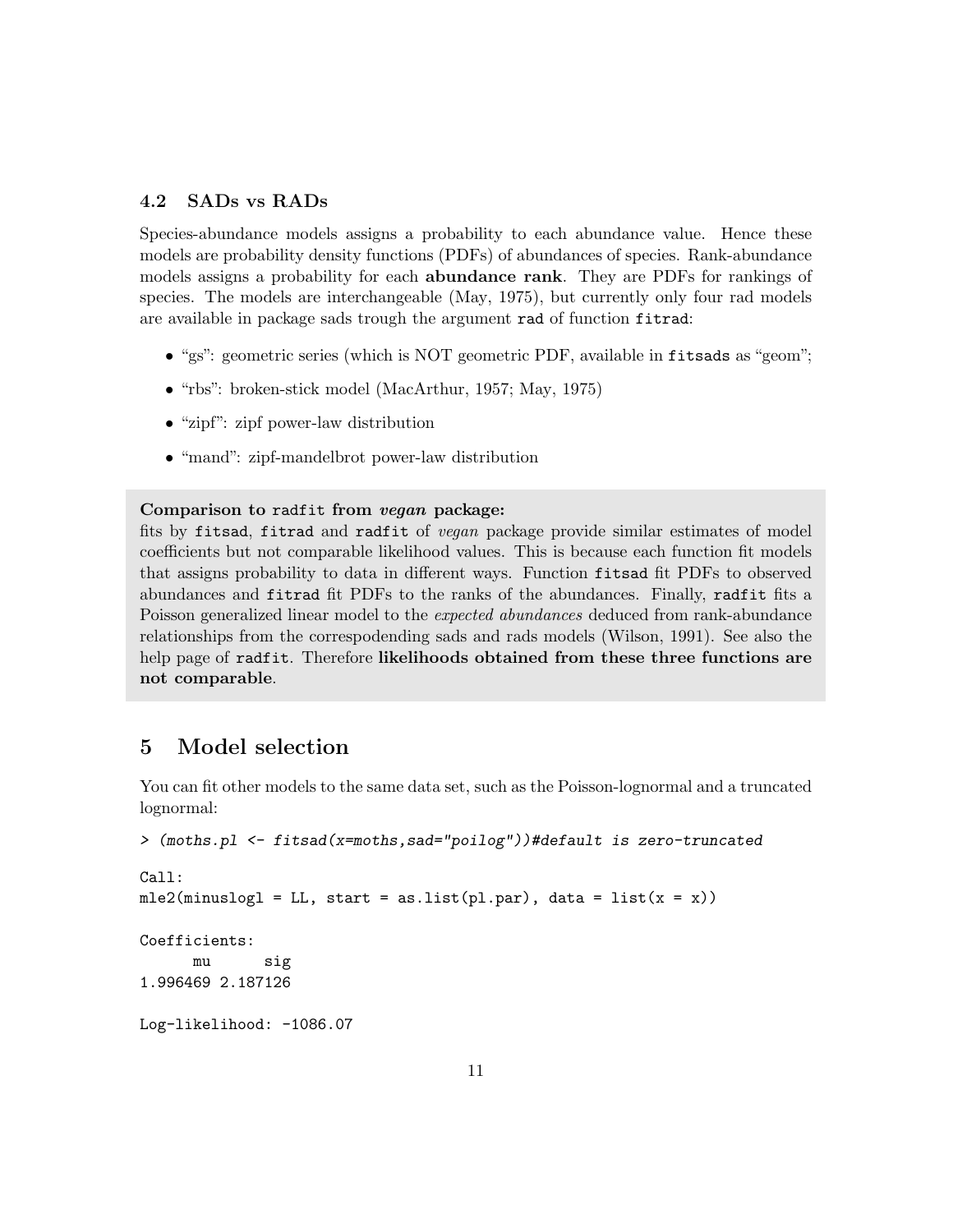### 4.2 SADs vs RADs

Species-abundance models assigns a probability to each abundance value. Hence these models are probability density functions (PDFs) of abundances of species. Rank-abundance models assigns a probability for each **abundance rank**. They are PDFs for rankings of species. The models are interchangeable (May, 1975), but currently only four rad models are available in package sads trough the argument `rad` of function `fitrad`:

- "gs": geometric series (which is NOT geometric PDF, available in `fitsads` as "geom";
- "rbs": broken-stick model (MacArthur, 1957; May, 1975)
- "zipf": zipf power-law distribution
- "mand": zipf-mandelbrot power-law distribution

**Comparison to `radfit` from *vegan* package:**
fits by `fitsad`, `fitrad` and `radfit` of *vegan* package provide similar estimates of model coefficients but not comparable likelihood values. This is because each function fit models that assigns probability to data in different ways. Function `fitsad` fit PDFs to observed abundances and `fitrad` fit PDFs to the ranks of the abundances. Finally, `radfit` fits a Poisson generalized linear model to the *expected abundances* deduced from rank-abundance relationships from the correspodending sads and rads models (Wilson, 1991). See also the help page of `radfit`. Therefore **likelihoods obtained from these three functions are not comparable**.

## 5 Model selection

You can fit other models to the same data set, such as the Poisson-lognormal and a truncated lognormal:

```
> (moths.pl <- fitsad(x=moths,sad="poilog"))#default is zero-truncated

Call:
mle2(minuslogl = LL, start = as.list(pl.par), data = list(x = x))

Coefficients:
      mu      sig 
1.996469 2.187126 

Log-likelihood: -1086.07 
```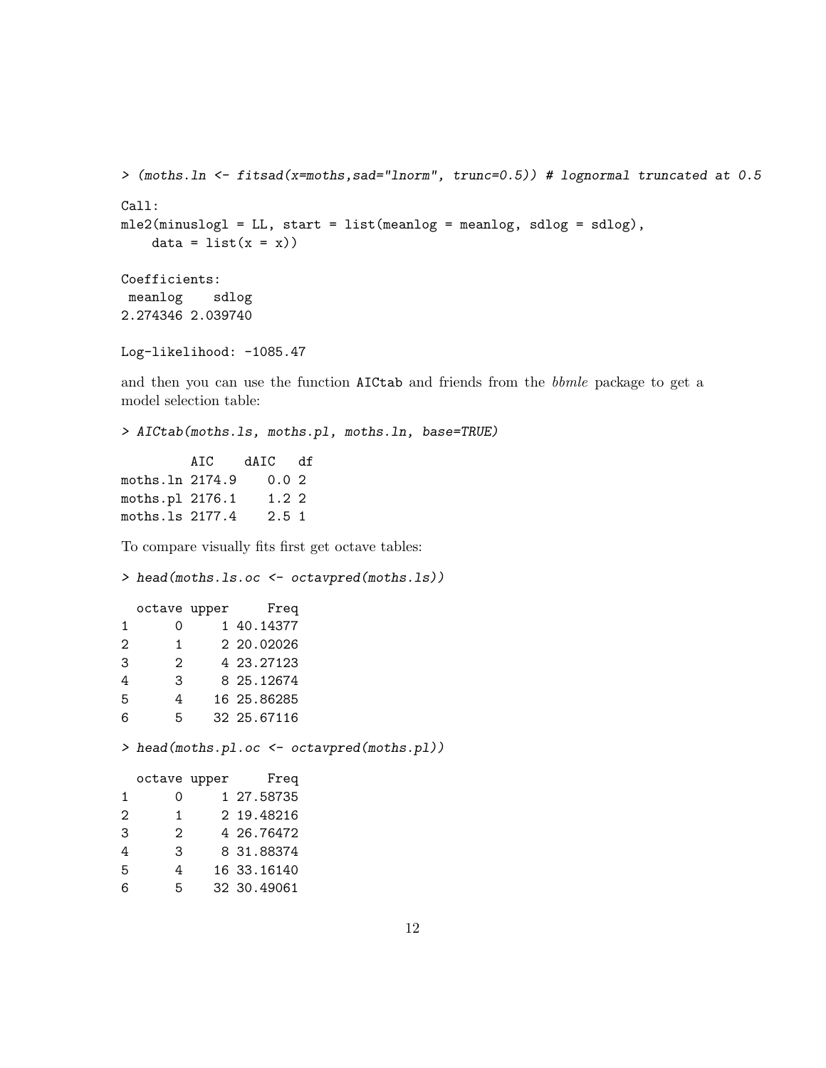```
> (moths.ln <- fitsad(x=moths,sad="lnorm", trunc=0.5)) # lognormal truncated at 0.5

Call:
mle2(minuslogl = LL, start = list(meanlog = meanlog, sdlog = sdlog),
    data = list(x = x))

Coefficients:
 meanlog    sdlog
2.274346 2.039740

Log-likelihood: -1085.47
```

and then you can use the function `AICtab` and friends from the *bbmle* package to get a model selection table:

```
> AICtab(moths.ls, moths.pl, moths.ln, base=TRUE)

         AIC    dAIC   df
moths.ln 2174.9    0.0 2
moths.pl 2176.1    1.2 2
moths.ls 2177.4    2.5 1
```

To compare visually fits first get octave tables:

```
> head(moths.ls.oc <- octavpred(moths.ls))

  octave upper     Freq
1      0     1 40.14377
2      1     2 20.02026
3      2     4 23.27123
4      3     8 25.12674
5      4    16 25.86285
6      5    32 25.67116

> head(moths.pl.oc <- octavpred(moths.pl))

  octave upper     Freq
1      0     1 27.58735
2      1     2 19.48216
3      2     4 26.76472
4      3     8 31.88374
5      4    16 33.16140
6      5    32 30.49061
```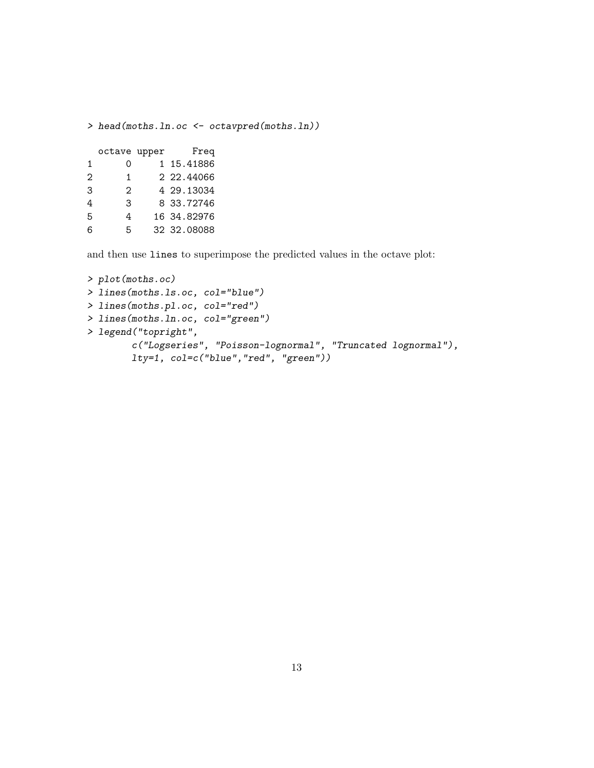```
> head(moths.ln.oc <- octavpred(moths.ln))

  octave upper     Freq
1      0     1 15.41886
2      1     2 22.44066
3      2     4 29.13034
4      3     8 33.72746
5      4    16 34.82976
6      5    32 32.08088
```

and then use `lines` to superimpose the predicted values in the octave plot:

```
> plot(moths.oc)
> lines(moths.ls.oc, col="blue")
> lines(moths.pl.oc, col="red")
> lines(moths.ln.oc, col="green")
> legend("topright",
        c("Logseries", "Poisson-lognormal", "Truncated lognormal"),
        lty=1, col=c("blue","red", "green"))
```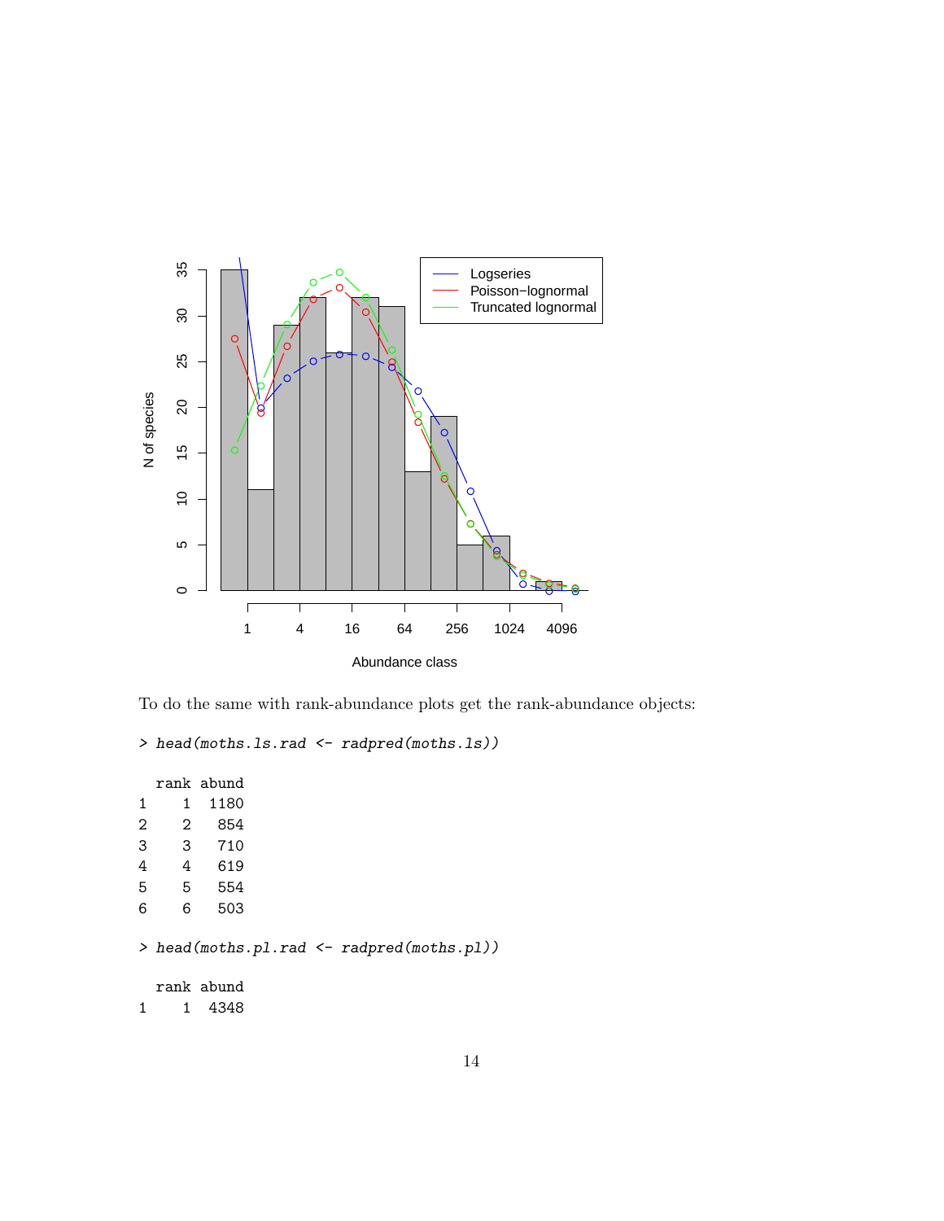To do the same with rank-abundance plots get the rank-abundance objects:

```
> head(moths.ls.rad <- radpred(moths.ls))

  rank abund
1    1  1180
2    2   854
3    3   710
4    4   619
5    5   554
6    6   503

> head(moths.pl.rad <- radpred(moths.pl))

  rank abund
1    1  4348
```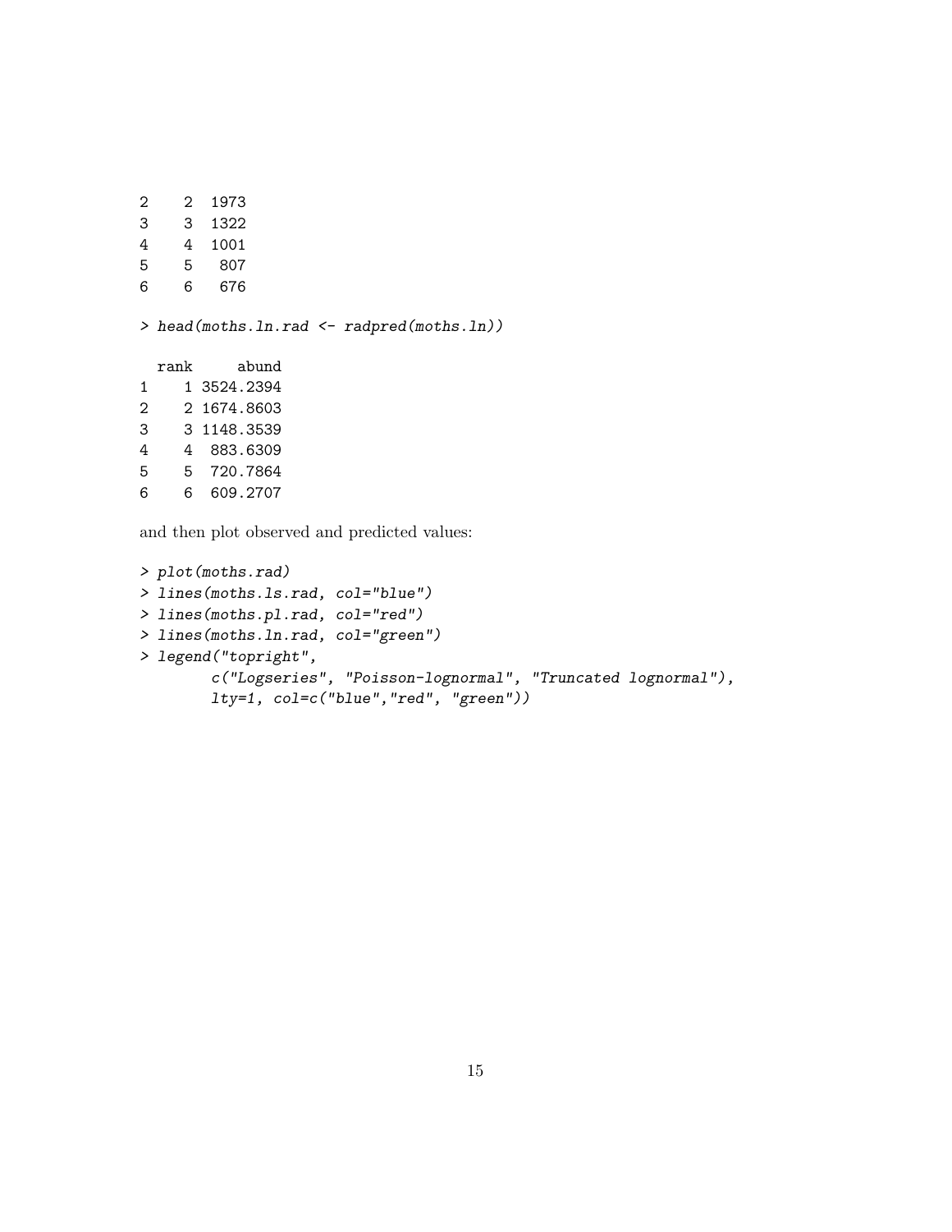```
2    2  1973
3    3  1322
4    4  1001
5    5   807
6    6   676
```

```
> head(moths.ln.rad <- radpred(moths.ln))

  rank     abund
1    1 3524.2394
2    2 1674.8603
3    3 1148.3539
4    4  883.6309
5    5  720.7864
6    6  609.2707
```

and then plot observed and predicted values:

```
> plot(moths.rad)
> lines(moths.ls.rad, col="blue")
> lines(moths.pl.rad, col="red")
> lines(moths.ln.rad, col="green")
> legend("topright",
        c("Logseries", "Poisson-lognormal", "Truncated lognormal"),
        lty=1, col=c("blue","red", "green"))
```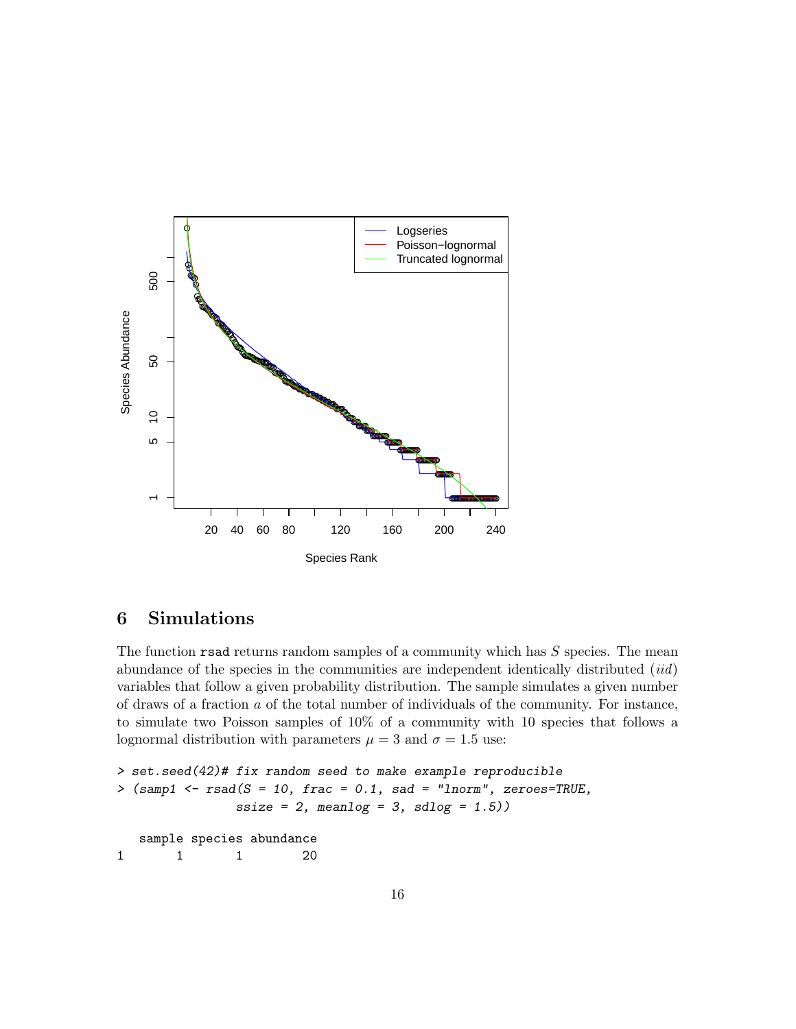## 6 Simulations

The function `rsad` returns random samples of a community which has $S$ species. The mean abundance of the species in the communities are independent identically distributed (*iid*) variables that follow a given probability distribution. The sample simulates a given number of draws of a fraction $a$ of the total number of individuals of the community. For instance, to simulate two Poisson samples of 10% of a community with 10 species that follows a lognormal distribution with parameters $\mu = 3$ and $\sigma = 1.5$ use:

```
> set.seed(42)# fix random seed to make example reproducible
> (samp1 <- rsad(S = 10, frac = 0.1, sad = "lnorm", zeroes=TRUE,
                 ssize = 2, meanlog = 3, sdlog = 1.5))

   sample species abundance
1       1       1        20
```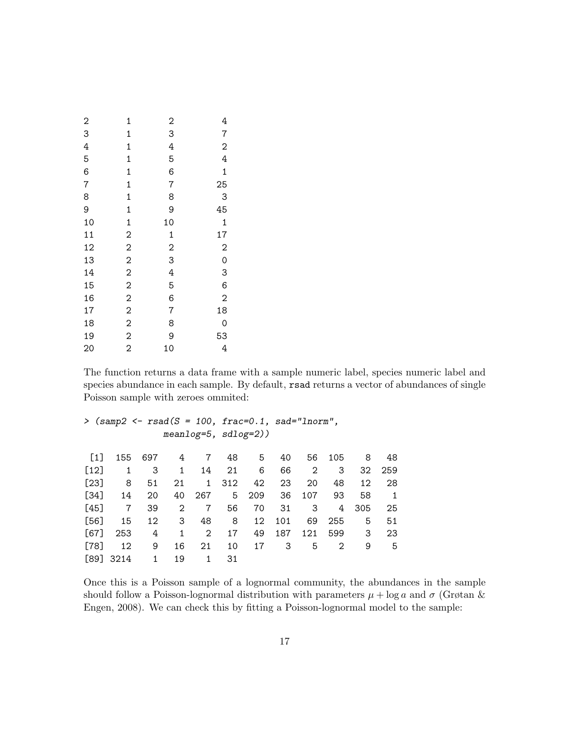```
2        1        2        4
3        1        3        7
4        1        4        2
5        1        5        4
6        1        6        1
7        1        7       25
8        1        8        3
9        1        9       45
10       1       10        1
11       2        1       17
12       2        2        2
13       2        3        0
14       2        4        3
15       2        5        6
16       2        6        2
17       2        7       18
18       2        8        0
19       2        9       53
20       2       10        4
```

The function returns a data frame with a sample numeric label, species numeric label and species abundance in each sample. By default, `rsad` returns a vector of abundances of single Poisson sample with zeroes ommited:

```
> (samp2 <- rsad(S = 100, frac=0.1, sad="lnorm",
               meanlog=5, sdlog=2))

 [1]  155  697    4    7   48    5   40   56  105    8   48
[12]    1    3    1   14   21    6   66    2    3   32  259
[23]    8   51   21    1  312   42   23   20   48   12   28
[34]   14   20   40  267    5  209   36  107   93   58    1
[45]    7   39    2    7   56   70   31    3    4  305   25
[56]   15   12    3   48    8   12  101   69  255    5   51
[67]  253    4    1    2   17   49  187  121  599    3   23
[78]   12    9   16   21   10   17    3    5    2    9    5
[89] 3214    1   19    1   31
```

Once this is a Poisson sample of a lognormal community, the abundances in the sample should follow a Poisson-lognormal distribution with parameters $\mu + \log a$ and $\sigma$ (Grøtan & Engen, 2008). We can check this by fitting a Poisson-lognormal model to the sample: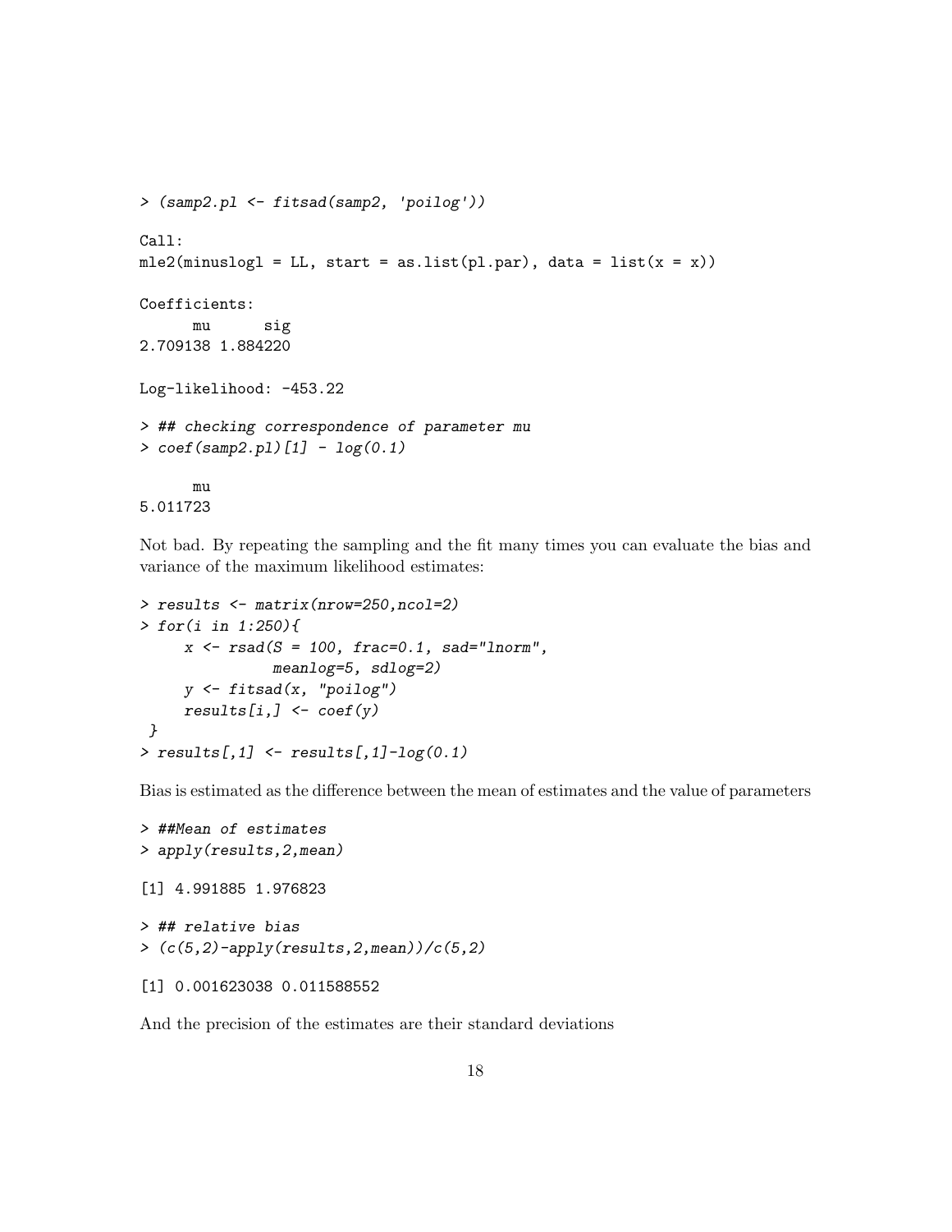```
> (samp2.pl <- fitsad(samp2, 'poilog'))

Call:
mle2(minuslogl = LL, start = as.list(pl.par), data = list(x = x))

Coefficients:
      mu      sig
2.709138 1.884220

Log-likelihood: -453.22

> ## checking correspondence of parameter mu
> coef(samp2.pl)[1] - log(0.1)

      mu
5.011723
```

Not bad. By repeating the sampling and the fit many times you can evaluate the bias and variance of the maximum likelihood estimates:

```
> results <- matrix(nrow=250,ncol=2)
> for(i in 1:250){
     x <- rsad(S = 100, frac=0.1, sad="lnorm",
               meanlog=5, sdlog=2)
     y <- fitsad(x, "poilog")
     results[i,] <- coef(y)
 }
> results[,1] <- results[,1]-log(0.1)
```

Bias is estimated as the difference between the mean of estimates and the value of parameters

```
> ##Mean of estimates
> apply(results,2,mean)

[1] 4.991885 1.976823

> ## relative bias
> (c(5,2)-apply(results,2,mean))/c(5,2)

[1] 0.001623038 0.011588552
```

And the precision of the estimates are their standard deviations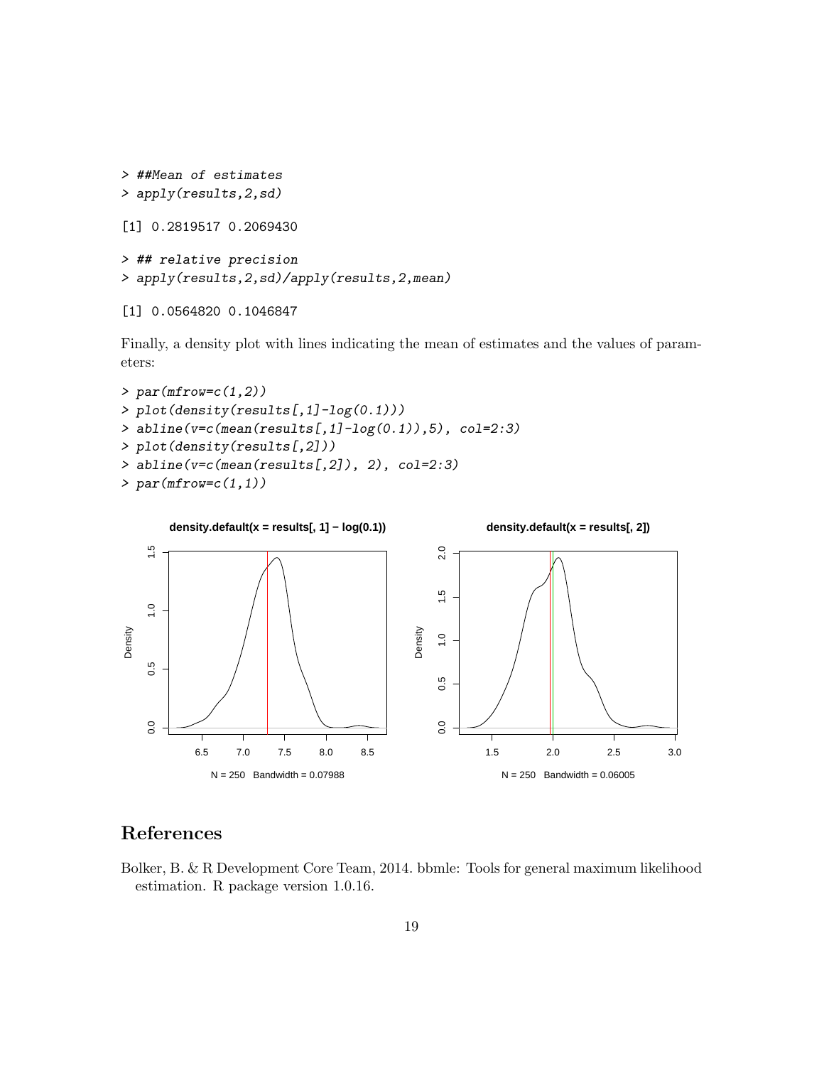```
> ##Mean of estimates
> apply(results,2,sd)

[1] 0.2819517 0.2069430

> ## relative precision
> apply(results,2,sd)/apply(results,2,mean)

[1] 0.0564820 0.1046847
```

Finally, a density plot with lines indicating the mean of estimates and the values of parameters:

```
> par(mfrow=c(1,2))
> plot(density(results[,1]-log(0.1)))
> abline(v=c(mean(results[,1]-log(0.1)),5), col=2:3)
> plot(density(results[,2]))
> abline(v=c(mean(results[,2]), 2), col=2:3)
> par(mfrow=c(1,1))
```

# References

Bolker, B. & R Development Core Team, 2014. bbmle: Tools for general maximum likelihood estimation. R package version 1.0.16.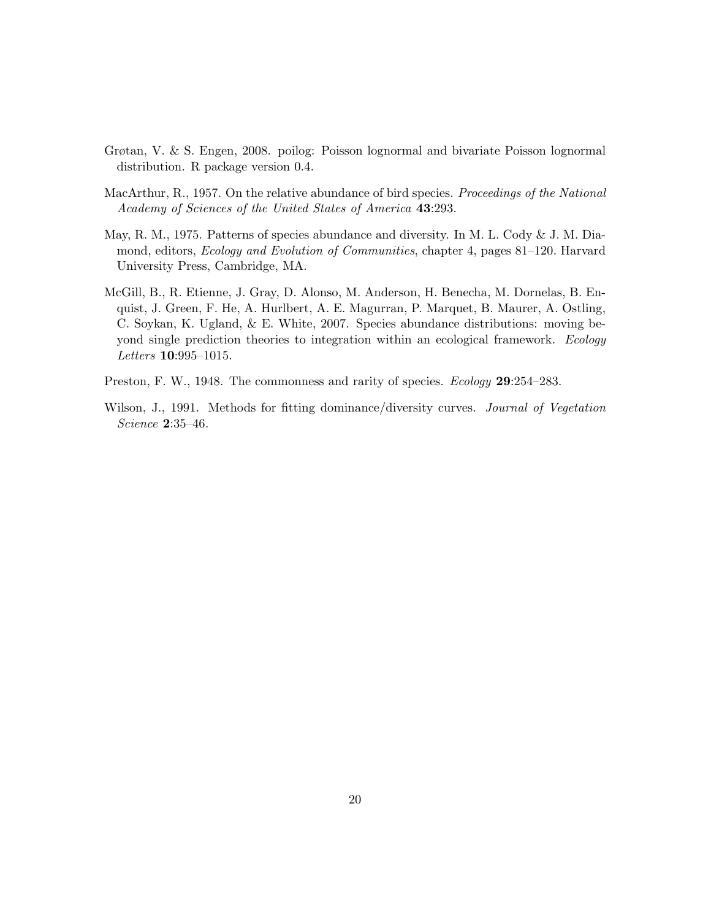Grøtan, V. & S. Engen, 2008. poilog: Poisson lognormal and bivariate Poisson lognormal distribution. R package version 0.4.

MacArthur, R., 1957. On the relative abundance of bird species. *Proceedings of the National Academy of Sciences of the United States of America* **43**:293.

May, R. M., 1975. Patterns of species abundance and diversity. In M. L. Cody & J. M. Diamond, editors, *Ecology and Evolution of Communities*, chapter 4, pages 81–120. Harvard University Press, Cambridge, MA.

McGill, B., R. Etienne, J. Gray, D. Alonso, M. Anderson, H. Benecha, M. Dornelas, B. Enquist, J. Green, F. He, A. Hurlbert, A. E. Magurran, P. Marquet, B. Maurer, A. Ostling, C. Soykan, K. Ugland, & E. White, 2007. Species abundance distributions: moving beyond single prediction theories to integration within an ecological framework. *Ecology Letters* **10**:995–1015.

Preston, F. W., 1948. The commonness and rarity of species. *Ecology* **29**:254–283.

Wilson, J., 1991. Methods for fitting dominance/diversity curves. *Journal of Vegetation Science* **2**:35–46.